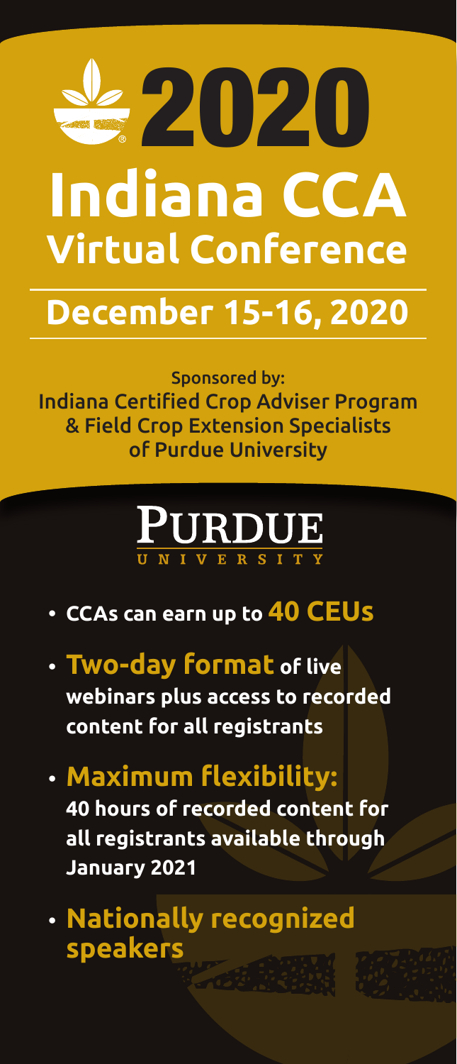# 2020 Indiana CCA Virtual Conference

## December 15-16, 2020

Sponsored by:
Indiana Certified Crop Adviser Program
& Field Crop Extension Specialists
of Purdue University

PURDUE UNIVERSITY

- **CCAs can earn up to 40 CEUs**
- **Two-day format of live webinars plus access to recorded content for all registrants**
- **Maximum flexibility: 40 hours of recorded content for all registrants available through January 2021**
- **Nationally recognized speakers**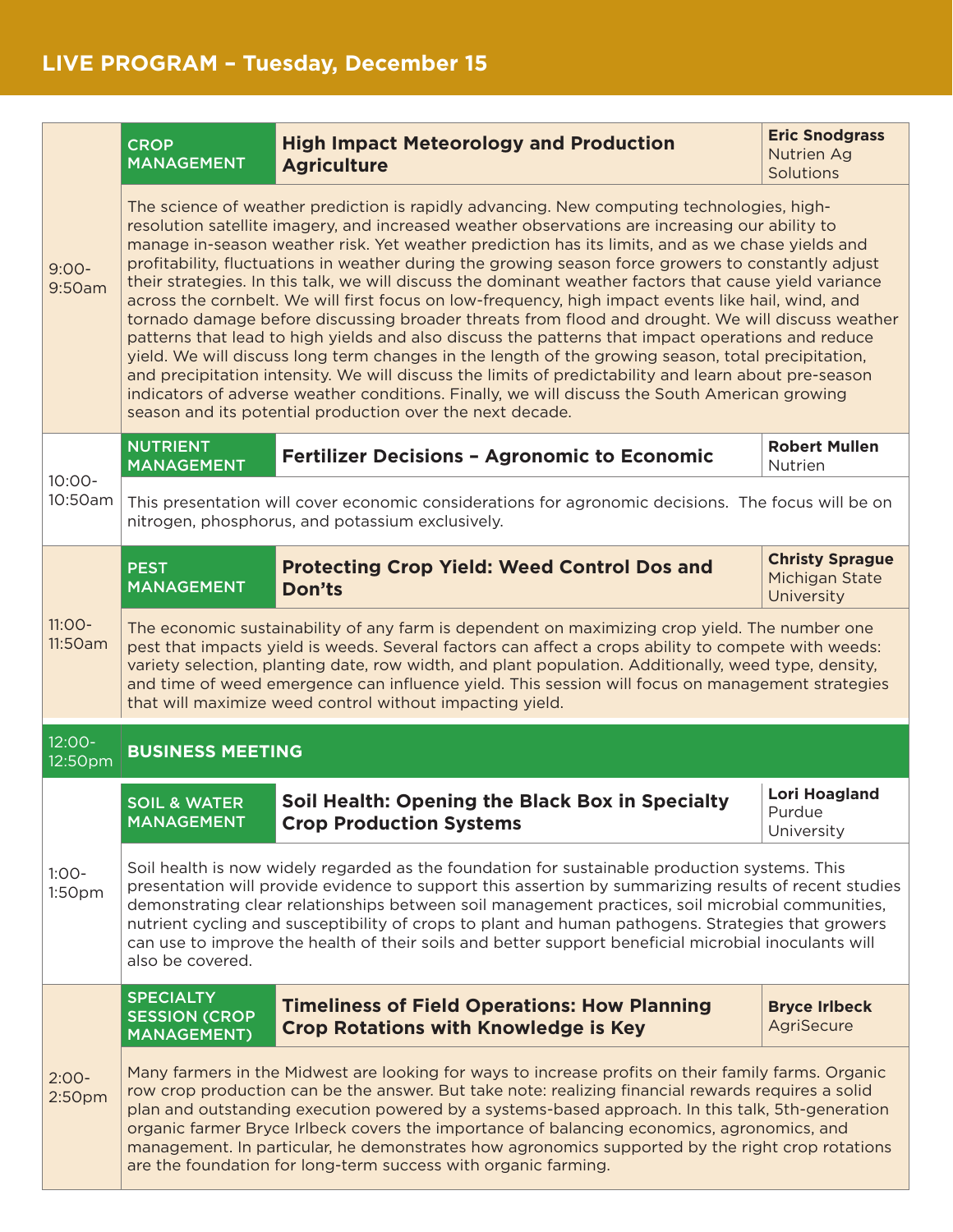## LIVE PROGRAM – Tuesday, December 15

### 9:00-9:50am

**CROP MANAGEMENT**

**High Impact Meteorology and Production Agriculture**

**Eric Snodgrass**
Nutrien Ag Solutions

The science of weather prediction is rapidly advancing. New computing technologies, high-resolution satellite imagery, and increased weather observations are increasing our ability to manage in-season weather risk. Yet weather prediction has its limits, and as we chase yields and profitability, fluctuations in weather during the growing season force growers to constantly adjust their strategies. In this talk, we will discuss the dominant weather factors that cause yield variance across the cornbelt. We will first focus on low-frequency, high impact events like hail, wind, and tornado damage before discussing broader threats from flood and drought. We will discuss weather patterns that lead to high yields and also discuss the patterns that impact operations and reduce yield. We will discuss long term changes in the length of the growing season, total precipitation, and precipitation intensity. We will discuss the limits of predictability and learn about pre-season indicators of adverse weather conditions. Finally, we will discuss the South American growing season and its potential production over the next decade.

### 10:00-10:50am

**NUTRIENT MANAGEMENT**

**Fertilizer Decisions – Agronomic to Economic**

**Robert Mullen**
Nutrien

This presentation will cover economic considerations for agronomic decisions. The focus will be on nitrogen, phosphorus, and potassium exclusively.

### 11:00-11:50am

**PEST MANAGEMENT**

**Protecting Crop Yield: Weed Control Dos and Don'ts**

**Christy Sprague**
Michigan State University

The economic sustainability of any farm is dependent on maximizing crop yield. The number one pest that impacts yield is weeds. Several factors can affect a crops ability to compete with weeds: variety selection, planting date, row width, and plant population. Additionally, weed type, density, and time of weed emergence can influence yield. This session will focus on management strategies that will maximize weed control without impacting yield.

### 12:00-12:50pm

**BUSINESS MEETING**

### 1:00-1:50pm

**SOIL & WATER MANAGEMENT**

**Soil Health: Opening the Black Box in Specialty Crop Production Systems**

**Lori Hoagland**
Purdue University

Soil health is now widely regarded as the foundation for sustainable production systems. This presentation will provide evidence to support this assertion by summarizing results of recent studies demonstrating clear relationships between soil management practices, soil microbial communities, nutrient cycling and susceptibility of crops to plant and human pathogens. Strategies that growers can use to improve the health of their soils and better support beneficial microbial inoculants will also be covered.

### 2:00-2:50pm

**SPECIALTY SESSION (CROP MANAGEMENT)**

**Timeliness of Field Operations: How Planning Crop Rotations with Knowledge is Key**

**Bryce Irlbeck**
AgriSecure

Many farmers in the Midwest are looking for ways to increase profits on their family farms. Organic row crop production can be the answer. But take note: realizing financial rewards requires a solid plan and outstanding execution powered by a systems-based approach. In this talk, 5th-generation organic farmer Bryce Irlbeck covers the importance of balancing economics, agronomics, and management. In particular, he demonstrates how agronomics supported by the right crop rotations are the foundation for long-term success with organic farming.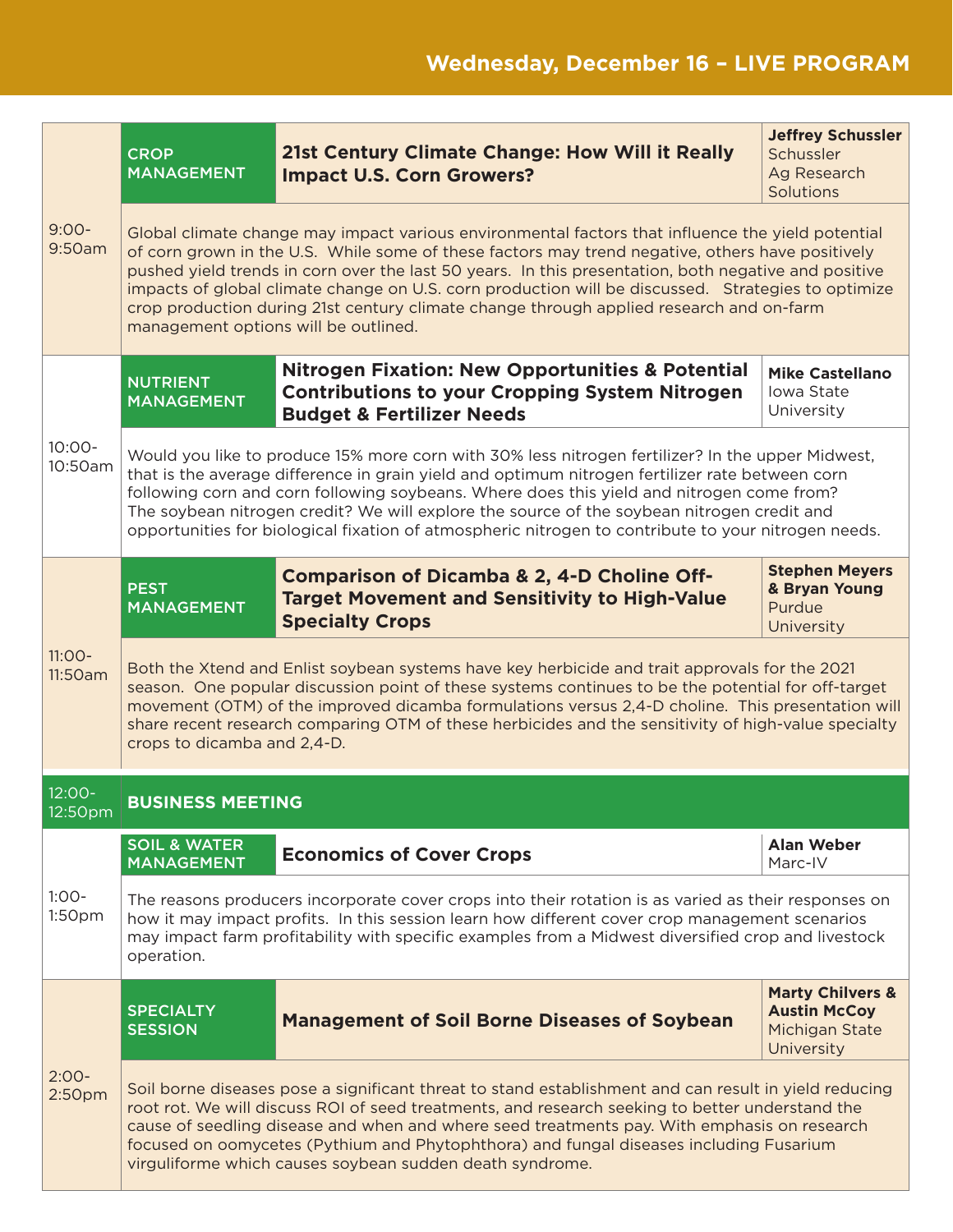## Wednesday, December 16 – LIVE PROGRAM

### 9:00-9:50am

**CROP MANAGEMENT**

**21st Century Climate Change: How Will it Really Impact U.S. Corn Growers?**

**Jeffrey Schussler**
Schussler Ag Research Solutions

Global climate change may impact various environmental factors that influence the yield potential of corn grown in the U.S. While some of these factors may trend negative, others have positively pushed yield trends in corn over the last 50 years. In this presentation, both negative and positive impacts of global climate change on U.S. corn production will be discussed. Strategies to optimize crop production during 21st century climate change through applied research and on-farm management options will be outlined.

### 10:00-10:50am

**NUTRIENT MANAGEMENT**

**Nitrogen Fixation: New Opportunities & Potential Contributions to your Cropping System Nitrogen Budget & Fertilizer Needs**

**Mike Castellano**
Iowa State University

Would you like to produce 15% more corn with 30% less nitrogen fertilizer? In the upper Midwest, that is the average difference in grain yield and optimum nitrogen fertilizer rate between corn following corn and corn following soybeans. Where does this yield and nitrogen come from? The soybean nitrogen credit? We will explore the source of the soybean nitrogen credit and opportunities for biological fixation of atmospheric nitrogen to contribute to your nitrogen needs.

### 11:00-11:50am

**PEST MANAGEMENT**

**Comparison of Dicamba & 2, 4-D Choline Off-Target Movement and Sensitivity to High-Value Specialty Crops**

**Stephen Meyers & Bryan Young**
Purdue University

Both the Xtend and Enlist soybean systems have key herbicide and trait approvals for the 2021 season. One popular discussion point of these systems continues to be the potential for off-target movement (OTM) of the improved dicamba formulations versus 2,4-D choline. This presentation will share recent research comparing OTM of these herbicides and the sensitivity of high-value specialty crops to dicamba and 2,4-D.

### 12:00-12:50pm

**BUSINESS MEETING**

### 1:00-1:50pm

**SOIL & WATER MANAGEMENT**

**Economics of Cover Crops**

**Alan Weber**
Marc-IV

The reasons producers incorporate cover crops into their rotation is as varied as their responses on how it may impact profits. In this session learn how different cover crop management scenarios may impact farm profitability with specific examples from a Midwest diversified crop and livestock operation.

### 2:00-2:50pm

**SPECIALTY SESSION**

**Management of Soil Borne Diseases of Soybean**

**Marty Chilvers & Austin McCoy**
Michigan State University

Soil borne diseases pose a significant threat to stand establishment and can result in yield reducing root rot. We will discuss ROI of seed treatments, and research seeking to better understand the cause of seedling disease and when and where seed treatments pay. With emphasis on research focused on oomycetes (Pythium and Phytophthora) and fungal diseases including Fusarium virguliforme which causes soybean sudden death syndrome.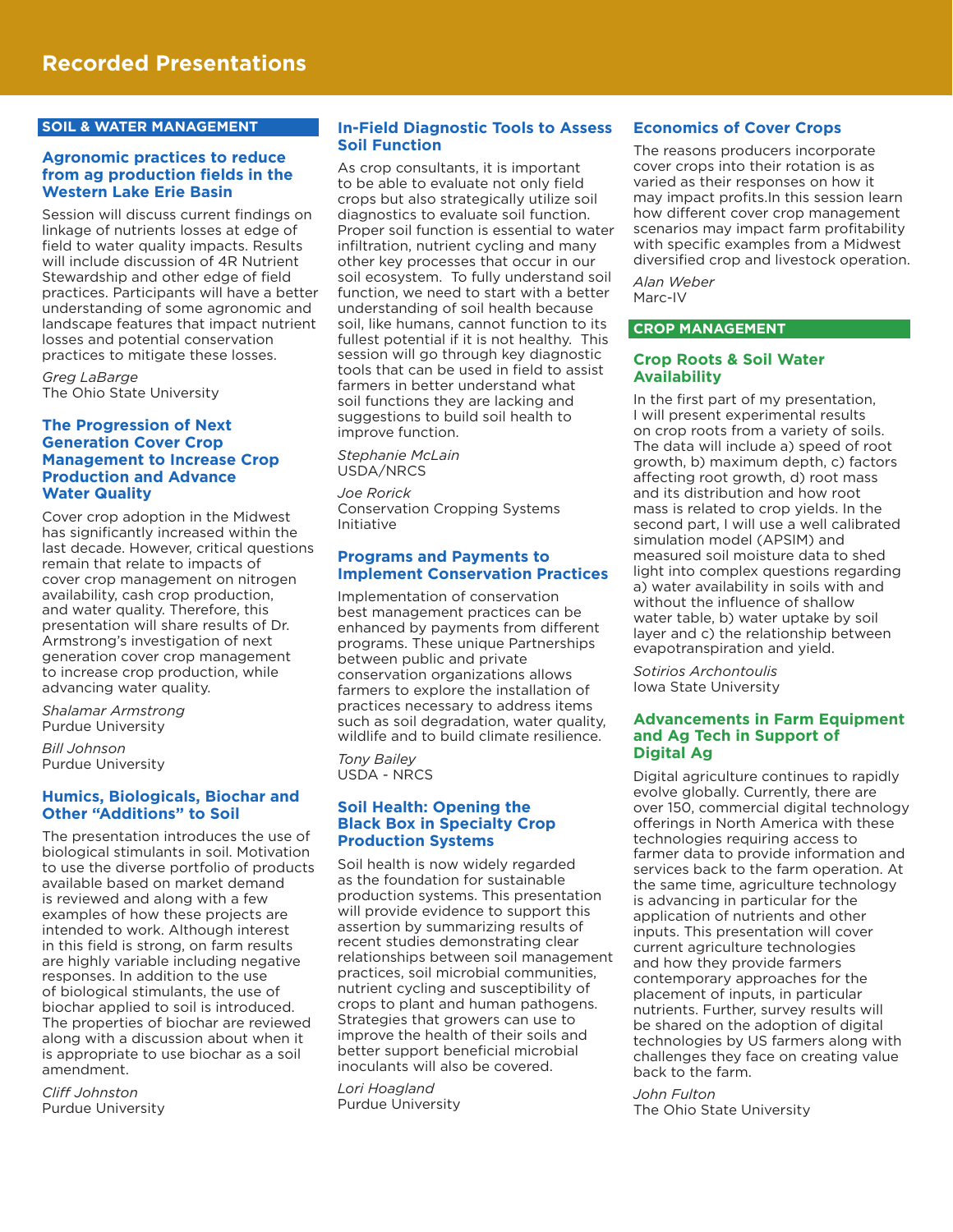# Recorded Presentations

## SOIL & WATER MANAGEMENT

### Agronomic practices to reduce from ag production fields in the Western Lake Erie Basin

Session will discuss current findings on linkage of nutrients losses at edge of field to water quality impacts. Results will include discussion of 4R Nutrient Stewardship and other edge of field practices. Participants will have a better understanding of some agronomic and landscape features that impact nutrient losses and potential conservation practices to mitigate these losses.

*Greg LaBarge*
The Ohio State University

### The Progression of Next Generation Cover Crop Management to Increase Crop Production and Advance Water Quality

Cover crop adoption in the Midwest has significantly increased within the last decade. However, critical questions remain that relate to impacts of cover crop management on nitrogen availability, cash crop production, and water quality. Therefore, this presentation will share results of Dr. Armstrong's investigation of next generation cover crop management to increase crop production, while advancing water quality.

*Shalamar Armstrong*
Purdue University

*Bill Johnson*
Purdue University

### Humics, Biologicals, Biochar and Other "Additions" to Soil

The presentation introduces the use of biological stimulants in soil. Motivation to use the diverse portfolio of products available based on market demand is reviewed and along with a few examples of how these projects are intended to work. Although interest in this field is strong, on farm results are highly variable including negative responses. In addition to the use of biological stimulants, the use of biochar applied to soil is introduced. The properties of biochar are reviewed along with a discussion about when it is appropriate to use biochar as a soil amendment.

*Cliff Johnston*
Purdue University

### In-Field Diagnostic Tools to Assess Soil Function

As crop consultants, it is important to be able to evaluate not only field crops but also strategically utilize soil diagnostics to evaluate soil function. Proper soil function is essential to water infiltration, nutrient cycling and many other key processes that occur in our soil ecosystem. To fully understand soil function, we need to start with a better understanding of soil health because soil, like humans, cannot function to its fullest potential if it is not healthy. This session will go through key diagnostic tools that can be used in field to assist farmers in better understand what soil functions they are lacking and suggestions to build soil health to improve function.

*Stephanie McLain*
USDA/NRCS

*Joe Rorick*
Conservation Cropping Systems Initiative

### Programs and Payments to Implement Conservation Practices

Implementation of conservation best management practices can be enhanced by payments from different programs. These unique Partnerships between public and private conservation organizations allows farmers to explore the installation of practices necessary to address items such as soil degradation, water quality, wildlife and to build climate resilience.

*Tony Bailey*
USDA - NRCS

### Soil Health: Opening the Black Box in Specialty Crop Production Systems

Soil health is now widely regarded as the foundation for sustainable production systems. This presentation will provide evidence to support this assertion by summarizing results of recent studies demonstrating clear relationships between soil management practices, soil microbial communities, nutrient cycling and susceptibility of crops to plant and human pathogens. Strategies that growers can use to improve the health of their soils and better support beneficial microbial inoculants will also be covered.

*Lori Hoagland*
Purdue University

### Economics of Cover Crops

The reasons producers incorporate cover crops into their rotation is as varied as their responses on how it may impact profits.In this session learn how different cover crop management scenarios may impact farm profitability with specific examples from a Midwest diversified crop and livestock operation.

*Alan Weber*
Marc-IV

## CROP MANAGEMENT

### Crop Roots & Soil Water Availability

In the first part of my presentation, I will present experimental results on crop roots from a variety of soils. The data will include a) speed of root growth, b) maximum depth, c) factors affecting root growth, d) root mass and its distribution and how root mass is related to crop yields. In the second part, I will use a well calibrated simulation model (APSIM) and measured soil moisture data to shed light into complex questions regarding a) water availability in soils with and without the influence of shallow water table, b) water uptake by soil layer and c) the relationship between evapotranspiration and yield.

*Sotirios Archontoulis*
Iowa State University

### Advancements in Farm Equipment and Ag Tech in Support of Digital Ag

Digital agriculture continues to rapidly evolve globally. Currently, there are over 150, commercial digital technology offerings in North America with these technologies requiring access to farmer data to provide information and services back to the farm operation. At the same time, agriculture technology is advancing in particular for the application of nutrients and other inputs. This presentation will cover current agriculture technologies and how they provide farmers contemporary approaches for the placement of inputs, in particular nutrients. Further, survey results will be shared on the adoption of digital technologies by US farmers along with challenges they face on creating value back to the farm.

*John Fulton*
The Ohio State University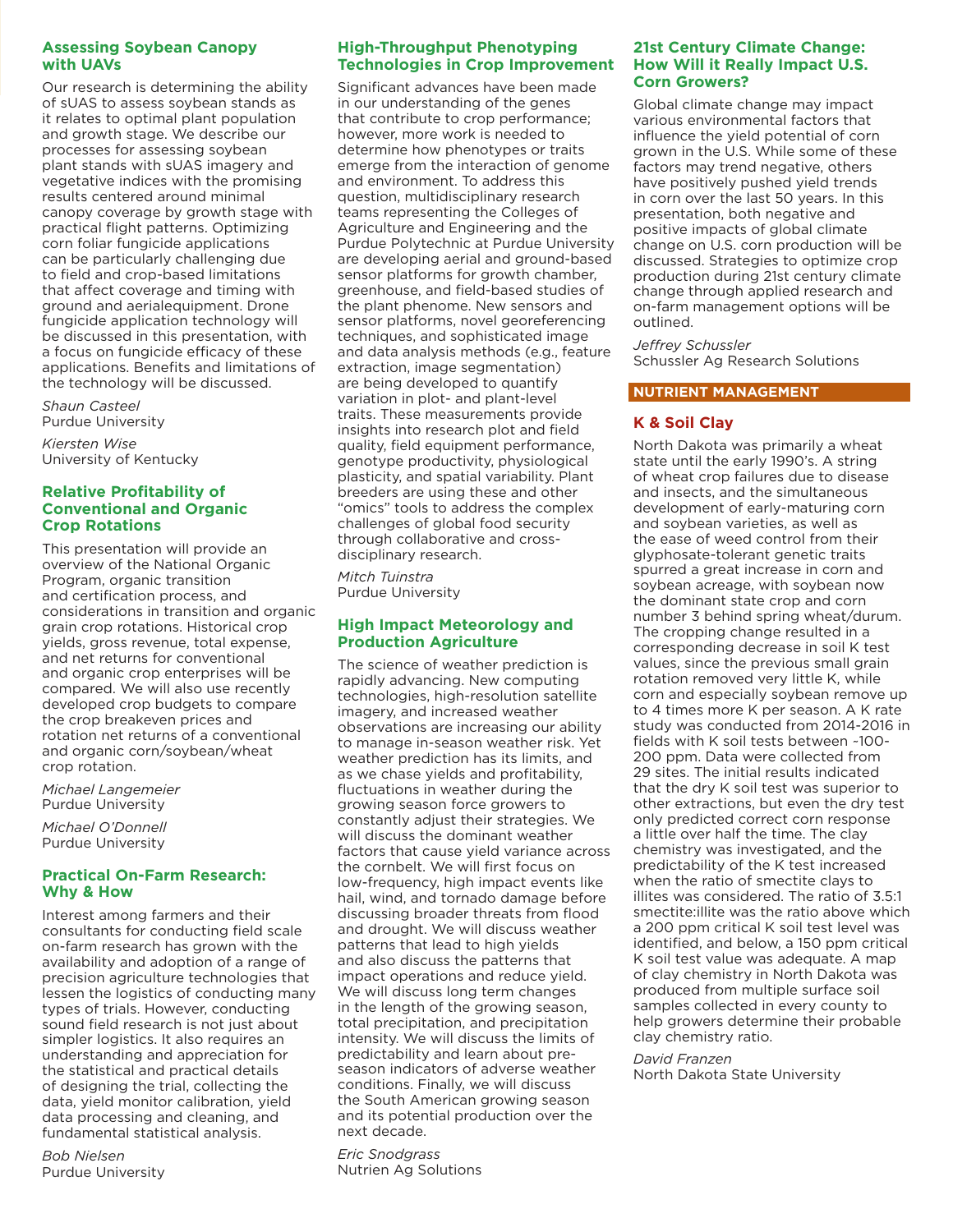### Assessing Soybean Canopy with UAVs

Our research is determining the ability of sUAS to assess soybean stands as it relates to optimal plant population and growth stage. We describe our processes for assessing soybean plant stands with sUAS imagery and vegetative indices with the promising results centered around minimal canopy coverage by growth stage with practical flight patterns. Optimizing corn foliar fungicide applications can be particularly challenging due to field and crop-based limitations that affect coverage and timing with ground and aerialequipment. Drone fungicide application technology will be discussed in this presentation, with a focus on fungicide efficacy of these applications. Benefits and limitations of the technology will be discussed.

*Shaun Casteel*
Purdue University

*Kiersten Wise*
University of Kentucky

### Relative Profitability of Conventional and Organic Crop Rotations

This presentation will provide an overview of the National Organic Program, organic transition and certification process, and considerations in transition and organic grain crop rotations. Historical crop yields, gross revenue, total expense, and net returns for conventional and organic crop enterprises will be compared. We will also use recently developed crop budgets to compare the crop breakeven prices and rotation net returns of a conventional and organic corn/soybean/wheat crop rotation.

*Michael Langemeier*
Purdue University

*Michael O'Donnell*
Purdue University

### Practical On-Farm Research: Why & How

Interest among farmers and their consultants for conducting field scale on-farm research has grown with the availability and adoption of a range of precision agriculture technologies that lessen the logistics of conducting many types of trials. However, conducting sound field research is not just about simpler logistics. It also requires an understanding and appreciation for the statistical and practical details of designing the trial, collecting the data, yield monitor calibration, yield data processing and cleaning, and fundamental statistical analysis.

*Bob Nielsen*
Purdue University

### High-Throughput Phenotyping Technologies in Crop Improvement

Significant advances have been made in our understanding of the genes that contribute to crop performance; however, more work is needed to determine how phenotypes or traits emerge from the interaction of genome and environment. To address this question, multidisciplinary research teams representing the Colleges of Agriculture and Engineering and the Purdue Polytechnic at Purdue University are developing aerial and ground-based sensor platforms for growth chamber, greenhouse, and field-based studies of the plant phenome. New sensors and sensor platforms, novel georeferencing techniques, and sophisticated image and data analysis methods (e.g., feature extraction, image segmentation) are being developed to quantify variation in plot- and plant-level traits. These measurements provide insights into research plot and field quality, field equipment performance, genotype productivity, physiological plasticity, and spatial variability. Plant breeders are using these and other "omics" tools to address the complex challenges of global food security through collaborative and cross-disciplinary research.

*Mitch Tuinstra*
Purdue University

### High Impact Meteorology and Production Agriculture

The science of weather prediction is rapidly advancing. New computing technologies, high-resolution satellite imagery, and increased weather observations are increasing our ability to manage in-season weather risk. Yet weather prediction has its limits, and as we chase yields and profitability, fluctuations in weather during the growing season force growers to constantly adjust their strategies. We will discuss the dominant weather factors that cause yield variance across the cornbelt. We will first focus on low-frequency, high impact events like hail, wind, and tornado damage before discussing broader threats from flood and drought. We will discuss weather patterns that lead to high yields and also discuss the patterns that impact operations and reduce yield. We will discuss long term changes in the length of the growing season, total precipitation, and precipitation intensity. We will discuss the limits of predictability and learn about pre-season indicators of adverse weather conditions. Finally, we will discuss the South American growing season and its potential production over the next decade.

*Eric Snodgrass*
Nutrien Ag Solutions

### 21st Century Climate Change: How Will it Really Impact U.S. Corn Growers?

Global climate change may impact various environmental factors that influence the yield potential of corn grown in the U.S. While some of these factors may trend negative, others have positively pushed yield trends in corn over the last 50 years. In this presentation, both negative and positive impacts of global climate change on U.S. corn production will be discussed. Strategies to optimize crop production during 21st century climate change through applied research and on-farm management options will be outlined.

*Jeffrey Schussler*
Schussler Ag Research Solutions

## NUTRIENT MANAGEMENT

### K & Soil Clay

North Dakota was primarily a wheat state until the early 1990's. A string of wheat crop failures due to disease and insects, and the simultaneous development of early-maturing corn and soybean varieties, as well as the ease of weed control from their glyphosate-tolerant genetic traits spurred a great increase in corn and soybean acreage, with soybean now the dominant state crop and corn number 3 behind spring wheat/durum. The cropping change resulted in a corresponding decrease in soil K test values, since the previous small grain rotation removed very little K, while corn and especially soybean remove up to 4 times more K per season. A K rate study was conducted from 2014-2016 in fields with K soil tests between ~100-200 ppm. Data were collected from 29 sites. The initial results indicated that the dry K soil test was superior to other extractions, but even the dry test only predicted correct corn response a little over half the time. The clay chemistry was investigated, and the predictability of the K test increased when the ratio of smectite clays to illites was considered. The ratio of 3.5:1 smectite:illite was the ratio above which a 200 ppm critical K soil test level was identified, and below, a 150 ppm critical K soil test value was adequate. A map of clay chemistry in North Dakota was produced from multiple surface soil samples collected in every county to help growers determine their probable clay chemistry ratio.

*David Franzen*
North Dakota State University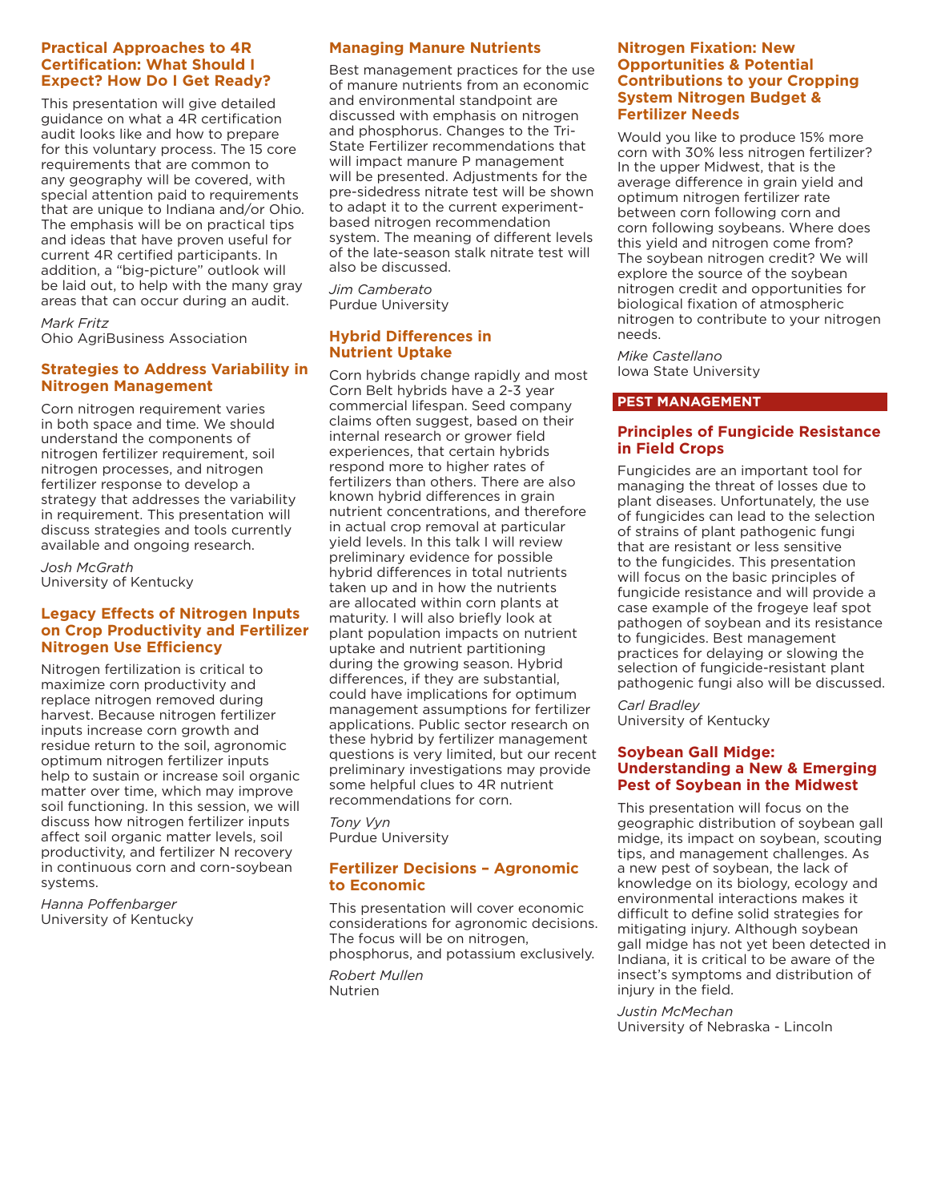### Practical Approaches to 4R Certification: What Should I Expect? How Do I Get Ready?

This presentation will give detailed guidance on what a 4R certification audit looks like and how to prepare for this voluntary process. The 15 core requirements that are common to any geography will be covered, with special attention paid to requirements that are unique to Indiana and/or Ohio. The emphasis will be on practical tips and ideas that have proven useful for current 4R certified participants. In addition, a "big-picture" outlook will be laid out, to help with the many gray areas that can occur during an audit.

*Mark Fritz*
Ohio AgriBusiness Association

### Strategies to Address Variability in Nitrogen Management

Corn nitrogen requirement varies in both space and time. We should understand the components of nitrogen fertilizer requirement, soil nitrogen processes, and nitrogen fertilizer response to develop a strategy that addresses the variability in requirement. This presentation will discuss strategies and tools currently available and ongoing research.

*Josh McGrath*
University of Kentucky

### Legacy Effects of Nitrogen Inputs on Crop Productivity and Fertilizer Nitrogen Use Efficiency

Nitrogen fertilization is critical to maximize corn productivity and replace nitrogen removed during harvest. Because nitrogen fertilizer inputs increase corn growth and residue return to the soil, agronomic optimum nitrogen fertilizer inputs help to sustain or increase soil organic matter over time, which may improve soil functioning. In this session, we will discuss how nitrogen fertilizer inputs affect soil organic matter levels, soil productivity, and fertilizer N recovery in continuous corn and corn-soybean systems.

*Hanna Poffenbarger*
University of Kentucky

### Managing Manure Nutrients

Best management practices for the use of manure nutrients from an economic and environmental standpoint are discussed with emphasis on nitrogen and phosphorus. Changes to the Tri-State Fertilizer recommendations that will impact manure P management will be presented. Adjustments for the pre-sidedress nitrate test will be shown to adapt it to the current experiment-based nitrogen recommendation system. The meaning of different levels of the late-season stalk nitrate test will also be discussed.

*Jim Camberato*
Purdue University

### Hybrid Differences in Nutrient Uptake

Corn hybrids change rapidly and most Corn Belt hybrids have a 2-3 year commercial lifespan. Seed company claims often suggest, based on their internal research or grower field experiences, that certain hybrids respond more to higher rates of fertilizers than others. There are also known hybrid differences in grain nutrient concentrations, and therefore in actual crop removal at particular yield levels. In this talk I will review preliminary evidence for possible hybrid differences in total nutrients taken up and in how the nutrients are allocated within corn plants at maturity. I will also briefly look at plant population impacts on nutrient uptake and nutrient partitioning during the growing season. Hybrid differences, if they are substantial, could have implications for optimum management assumptions for fertilizer applications. Public sector research on these hybrid by fertilizer management questions is very limited, but our recent preliminary investigations may provide some helpful clues to 4R nutrient recommendations for corn.

*Tony Vyn*
Purdue University

### Fertilizer Decisions – Agronomic to Economic

This presentation will cover economic considerations for agronomic decisions. The focus will be on nitrogen, phosphorus, and potassium exclusively.

*Robert Mullen*
Nutrien

### Nitrogen Fixation: New Opportunities & Potential Contributions to your Cropping System Nitrogen Budget & Fertilizer Needs

Would you like to produce 15% more corn with 30% less nitrogen fertilizer? In the upper Midwest, that is the average difference in grain yield and optimum nitrogen fertilizer rate between corn following corn and corn following soybeans. Where does this yield and nitrogen come from? The soybean nitrogen credit? We will explore the source of the soybean nitrogen credit and opportunities for biological fixation of atmospheric nitrogen to contribute to your nitrogen needs.

*Mike Castellano*
Iowa State University

## PEST MANAGEMENT

### Principles of Fungicide Resistance in Field Crops

Fungicides are an important tool for managing the threat of losses due to plant diseases. Unfortunately, the use of fungicides can lead to the selection of strains of plant pathogenic fungi that are resistant or less sensitive to the fungicides. This presentation will focus on the basic principles of fungicide resistance and will provide a case example of the frogeye leaf spot pathogen of soybean and its resistance to fungicides. Best management practices for delaying or slowing the selection of fungicide-resistant plant pathogenic fungi also will be discussed.

*Carl Bradley*
University of Kentucky

### Soybean Gall Midge: Understanding a New & Emerging Pest of Soybean in the Midwest

This presentation will focus on the geographic distribution of soybean gall midge, its impact on soybean, scouting tips, and management challenges. As a new pest of soybean, the lack of knowledge on its biology, ecology and environmental interactions makes it difficult to define solid strategies for mitigating injury. Although soybean gall midge has not yet been detected in Indiana, it is critical to be aware of the insect's symptoms and distribution of injury in the field.

*Justin McMechan*
University of Nebraska - Lincoln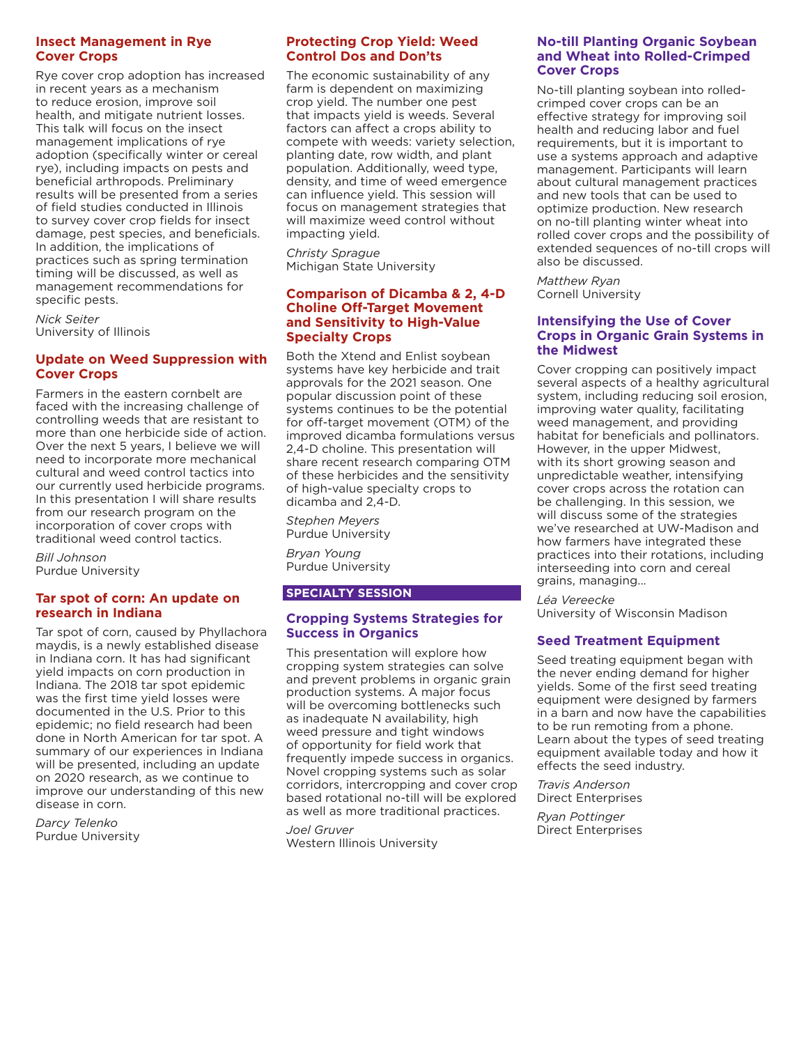### Insect Management in Rye Cover Crops

Rye cover crop adoption has increased in recent years as a mechanism to reduce erosion, improve soil health, and mitigate nutrient losses. This talk will focus on the insect management implications of rye adoption (specifically winter or cereal rye), including impacts on pests and beneficial arthropods. Preliminary results will be presented from a series of field studies conducted in Illinois to survey cover crop fields for insect damage, pest species, and beneficials. In addition, the implications of practices such as spring termination timing will be discussed, as well as management recommendations for specific pests.

*Nick Seiter*
University of Illinois

### Update on Weed Suppression with Cover Crops

Farmers in the eastern cornbelt are faced with the increasing challenge of controlling weeds that are resistant to more than one herbicide side of action. Over the next 5 years, I believe we will need to incorporate more mechanical cultural and weed control tactics into our currently used herbicide programs. In this presentation I will share results from our research program on the incorporation of cover crops with traditional weed control tactics.

*Bill Johnson*
Purdue University

### Tar spot of corn: An update on research in Indiana

Tar spot of corn, caused by Phyllachora maydis, is a newly established disease in Indiana corn. It has had significant yield impacts on corn production in Indiana. The 2018 tar spot epidemic was the first time yield losses were documented in the U.S. Prior to this epidemic; no field research had been done in North American for tar spot. A summary of our experiences in Indiana will be presented, including an update on 2020 research, as we continue to improve our understanding of this new disease in corn.

*Darcy Telenko*
Purdue University

### Protecting Crop Yield: Weed Control Dos and Don'ts

The economic sustainability of any farm is dependent on maximizing crop yield. The number one pest that impacts yield is weeds. Several factors can affect a crops ability to compete with weeds: variety selection, planting date, row width, and plant population. Additionally, weed type, density, and time of weed emergence can influence yield. This session will focus on management strategies that will maximize weed control without impacting yield.

*Christy Sprague*
Michigan State University

### Comparison of Dicamba & 2, 4-D Choline Off-Target Movement and Sensitivity to High-Value Specialty Crops

Both the Xtend and Enlist soybean systems have key herbicide and trait approvals for the 2021 season. One popular discussion point of these systems continues to be the potential for off-target movement (OTM) of the improved dicamba formulations versus 2,4-D choline. This presentation will share recent research comparing OTM of these herbicides and the sensitivity of high-value specialty crops to dicamba and 2,4-D.

*Stephen Meyers*
Purdue University

*Bryan Young*
Purdue University

## SPECIALTY SESSION

### Cropping Systems Strategies for Success in Organics

This presentation will explore how cropping system strategies can solve and prevent problems in organic grain production systems. A major focus will be overcoming bottlenecks such as inadequate N availability, high weed pressure and tight windows of opportunity for field work that frequently impede success in organics. Novel cropping systems such as solar corridors, intercropping and cover crop based rotational no-till will be explored as well as more traditional practices.

*Joel Gruver*
Western Illinois University

### No-till Planting Organic Soybean and Wheat into Rolled-Crimped Cover Crops

No-till planting soybean into rolled-crimped cover crops can be an effective strategy for improving soil health and reducing labor and fuel requirements, but it is important to use a systems approach and adaptive management. Participants will learn about cultural management practices and new tools that can be used to optimize production. New research on no-till planting winter wheat into rolled cover crops and the possibility of extended sequences of no-till crops will also be discussed.

*Matthew Ryan*
Cornell University

### Intensifying the Use of Cover Crops in Organic Grain Systems in the Midwest

Cover cropping can positively impact several aspects of a healthy agricultural system, including reducing soil erosion, improving water quality, facilitating weed management, and providing habitat for beneficials and pollinators. However, in the upper Midwest, with its short growing season and unpredictable weather, intensifying cover crops across the rotation can be challenging. In this session, we will discuss some of the strategies we've researched at UW-Madison and how farmers have integrated these practices into their rotations, including interseeding into corn and cereal grains, managing…

*Léa Vereecke*
University of Wisconsin Madison

### Seed Treatment Equipment

Seed treating equipment began with the never ending demand for higher yields. Some of the first seed treating equipment were designed by farmers in a barn and now have the capabilities to be run remoting from a phone. Learn about the types of seed treating equipment available today and how it effects the seed industry.

*Travis Anderson*
Direct Enterprises

*Ryan Pottinger*
Direct Enterprises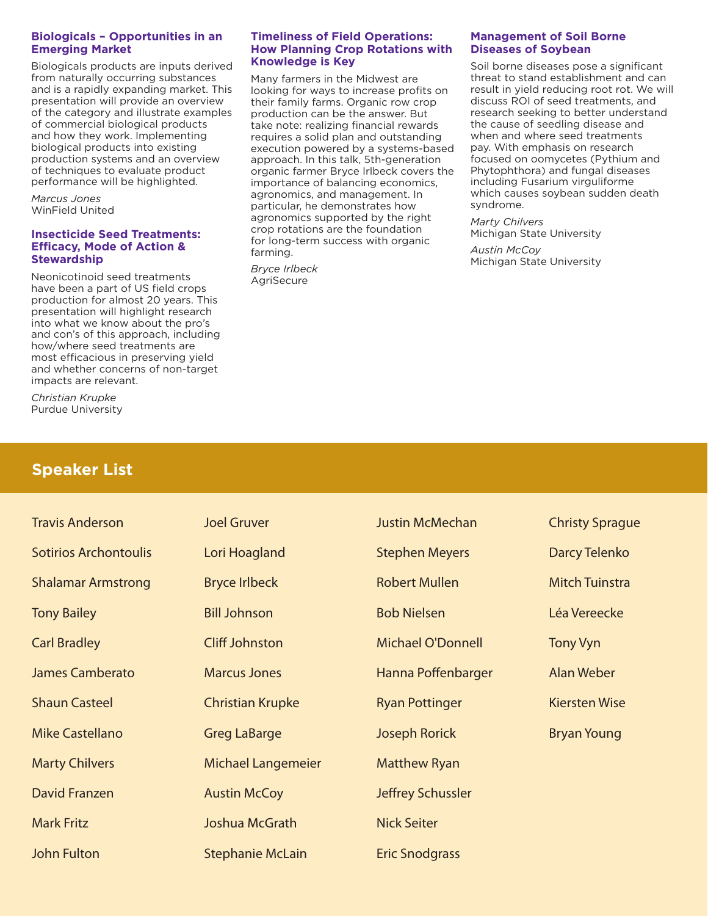### Biologicals – Opportunities in an Emerging Market

Biologicals products are inputs derived from naturally occurring substances and is a rapidly expanding market. This presentation will provide an overview of the category and illustrate examples of commercial biological products and how they work. Implementing biological products into existing production systems and an overview of techniques to evaluate product performance will be highlighted.

*Marcus Jones*
WinField United

### Insecticide Seed Treatments: Efficacy, Mode of Action & Stewardship

Neonicotinoid seed treatments have been a part of US field crops production for almost 20 years. This presentation will highlight research into what we know about the pro's and con's of this approach, including how/where seed treatments are most efficacious in preserving yield and whether concerns of non-target impacts are relevant.

*Christian Krupke*
Purdue University

### Timeliness of Field Operations: How Planning Crop Rotations with Knowledge is Key

Many farmers in the Midwest are looking for ways to increase profits on their family farms. Organic row crop production can be the answer. But take note: realizing financial rewards requires a solid plan and outstanding execution powered by a systems-based approach. In this talk, 5th-generation organic farmer Bryce Irlbeck covers the importance of balancing economics, agronomics, and management. In particular, he demonstrates how agronomics supported by the right crop rotations are the foundation for long-term success with organic farming.

*Bryce Irlbeck*
AgriSecure

### Management of Soil Borne Diseases of Soybean

Soil borne diseases pose a significant threat to stand establishment and can result in yield reducing root rot. We will discuss ROI of seed treatments, and research seeking to better understand the cause of seedling disease and when and where seed treatments pay. With emphasis on research focused on oomycetes (Pythium and Phytophthora) and fungal diseases including Fusarium virguliforme which causes soybean sudden death syndrome.

*Marty Chilvers*
Michigan State University

*Austin McCoy*
Michigan State University

## Speaker List

Travis Anderson
Sotirios Archontoulis
Shalamar Armstrong
Tony Bailey
Carl Bradley
James Camberato
Shaun Casteel
Mike Castellano
Marty Chilvers
David Franzen
Mark Fritz
John Fulton
Joel Gruver
Lori Hoagland
Bryce Irlbeck
Bill Johnson
Cliff Johnston
Marcus Jones
Christian Krupke
Greg LaBarge
Michael Langemeier
Austin McCoy
Joshua McGrath
Stephanie McLain
Justin McMechan
Stephen Meyers
Robert Mullen
Bob Nielsen
Michael O'Donnell
Hanna Poffenbarger
Ryan Pottinger
Joseph Rorick
Matthew Ryan
Jeffrey Schussler
Nick Seiter
Eric Snodgrass
Christy Sprague
Darcy Telenko
Mitch Tuinstra
Léa Vereecke
Tony Vyn
Alan Weber
Kiersten Wise
Bryan Young